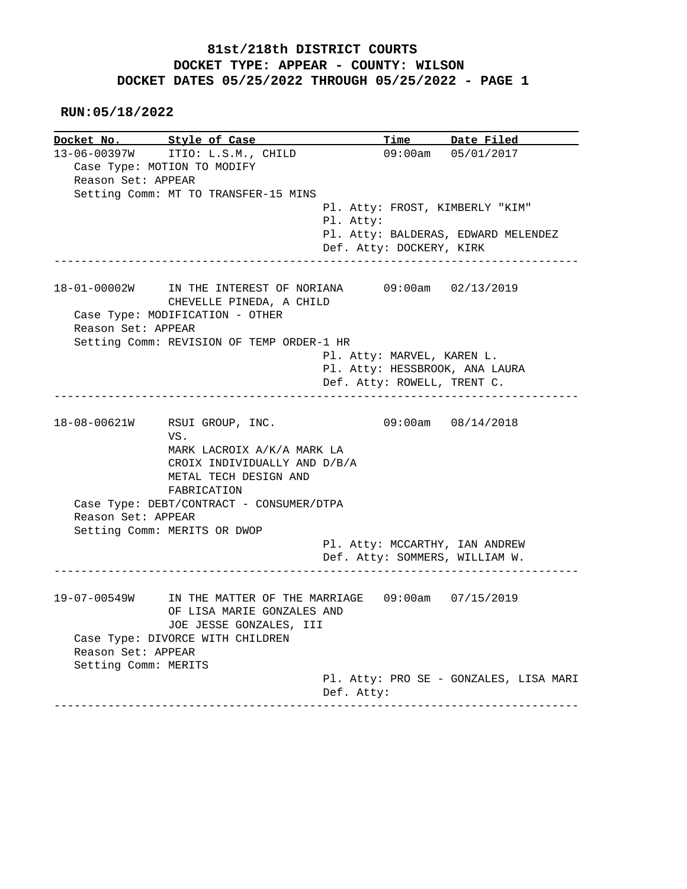**81st/218th DISTRICT COURTS**
**DOCKET TYPE: APPEAR - COUNTY: WILSON**
**DOCKET DATES 05/25/2022 THROUGH 05/25/2022 - PAGE 1**

**RUN:05/18/2022**

| Docket No. | Style of Case | Time | Date Filed |
|---|---|---|---|

---

**13-06-00397W** ITIO: L.S.M., CHILD — 09:00am — 05/01/2017

Case Type: MOTION TO MODIFY
Reason Set: APPEAR
Setting Comm: MT TO TRANSFER-15 MINS

Pl. Atty: FROST, KIMBERLY "KIM"
Pl. Atty:
Pl. Atty: BALDERAS, EDWARD MELENDEZ
Def. Atty: DOCKERY, KIRK

---

**18-01-00002W** IN THE INTEREST OF NORIANA CHEVELLE PINEDA, A CHILD — 09:00am — 02/13/2019

Case Type: MODIFICATION - OTHER
Reason Set: APPEAR
Setting Comm: REVISION OF TEMP ORDER-1 HR

Pl. Atty: MARVEL, KAREN L.
Pl. Atty: HESSBROOK, ANA LAURA
Def. Atty: ROWELL, TRENT C.

---

**18-08-00621W** RSUI GROUP, INC. VS. MARK LACROIX A/K/A MARK LA CROIX INDIVIDUALLY AND D/B/A METAL TECH DESIGN AND FABRICATION — 09:00am — 08/14/2018

Case Type: DEBT/CONTRACT - CONSUMER/DTPA
Reason Set: APPEAR
Setting Comm: MERITS OR DWOP

Pl. Atty: MCCARTHY, IAN ANDREW
Def. Atty: SOMMERS, WILLIAM W.

---

**19-07-00549W** IN THE MATTER OF THE MARRIAGE OF LISA MARIE GONZALES AND JOE JESSE GONZALES, III — 09:00am — 07/15/2019

Case Type: DIVORCE WITH CHILDREN
Reason Set: APPEAR
Setting Comm: MERITS

Pl. Atty: PRO SE - GONZALES, LISA MARI
Def. Atty:

---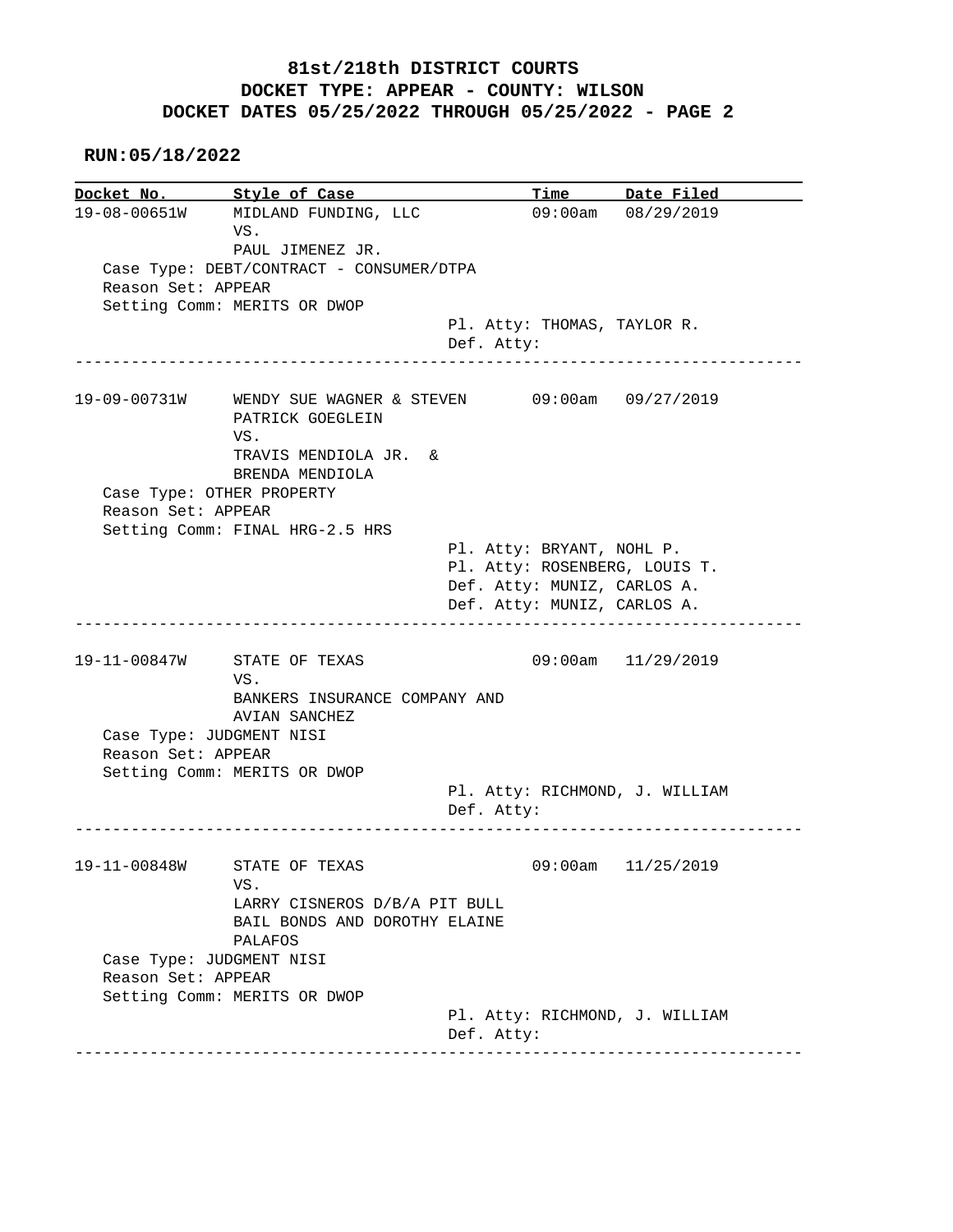# 81st/218th DISTRICT COURTS
## DOCKET TYPE: APPEAR - COUNTY: WILSON
## DOCKET DATES 05/25/2022 THROUGH 05/25/2022 - PAGE 2

**RUN:05/18/2022**

| Docket No. | Style of Case | Time | Date Filed |
|---|---|---|---|
| 19-08-00651W | MIDLAND FUNDING, LLC VS. PAUL JIMENEZ JR. | 09:00am | 08/29/2019 |

Case Type: DEBT/CONTRACT - CONSUMER/DTPA
Reason Set: APPEAR
Setting Comm: MERITS OR DWOP
Pl. Atty: THOMAS, TAYLOR R.
Def. Atty:

---

| Docket No. | Style of Case | Time | Date Filed |
|---|---|---|---|
| 19-09-00731W | WENDY SUE WAGNER & STEVEN PATRICK GOEGLEIN VS. TRAVIS MENDIOLA JR. & BRENDA MENDIOLA | 09:00am | 09/27/2019 |

Case Type: OTHER PROPERTY
Reason Set: APPEAR
Setting Comm: FINAL HRG-2.5 HRS
Pl. Atty: BRYANT, NOHL P.
Pl. Atty: ROSENBERG, LOUIS T.
Def. Atty: MUNIZ, CARLOS A.
Def. Atty: MUNIZ, CARLOS A.

---

| Docket No. | Style of Case | Time | Date Filed |
|---|---|---|---|
| 19-11-00847W | STATE OF TEXAS VS. BANKERS INSURANCE COMPANY AND AVIAN SANCHEZ | 09:00am | 11/29/2019 |

Case Type: JUDGMENT NISI
Reason Set: APPEAR
Setting Comm: MERITS OR DWOP
Pl. Atty: RICHMOND, J. WILLIAM
Def. Atty:

---

| Docket No. | Style of Case | Time | Date Filed |
|---|---|---|---|
| 19-11-00848W | STATE OF TEXAS VS. LARRY CISNEROS D/B/A PIT BULL BAIL BONDS AND DOROTHY ELAINE PALAFOS | 09:00am | 11/25/2019 |

Case Type: JUDGMENT NISI
Reason Set: APPEAR
Setting Comm: MERITS OR DWOP
Pl. Atty: RICHMOND, J. WILLIAM
Def. Atty:

---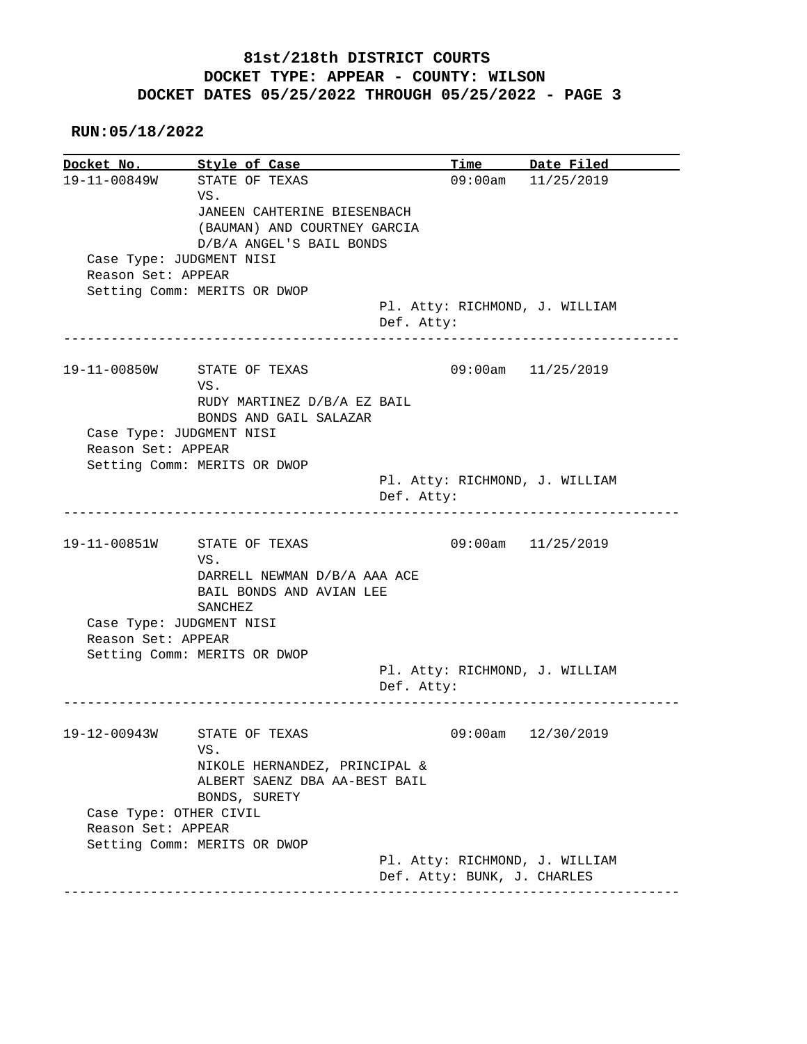# 81st/218th DISTRICT COURTS
## DOCKET TYPE: APPEAR - COUNTY: WILSON
## DOCKET DATES 05/25/2022 THROUGH 05/25/2022 - PAGE 3

**RUN:05/18/2022**

| Docket No. | Style of Case | Time | Date Filed |
|---|---|---|---|
| 19-11-00849W | STATE OF TEXAS VS. JANEEN CAHTERINE BIESENBACH (BAUMAN) AND COURTNEY GARCIA D/B/A ANGEL'S BAIL BONDS | 09:00am | 11/25/2019 |

Case Type: JUDGMENT NISI
Reason Set: APPEAR
Setting Comm: MERITS OR DWOP
Pl. Atty: RICHMOND, J. WILLIAM
Def. Atty:

---

| Docket No. | Style of Case | Time | Date Filed |
|---|---|---|---|
| 19-11-00850W | STATE OF TEXAS VS. RUDY MARTINEZ D/B/A EZ BAIL BONDS AND GAIL SALAZAR | 09:00am | 11/25/2019 |

Case Type: JUDGMENT NISI
Reason Set: APPEAR
Setting Comm: MERITS OR DWOP
Pl. Atty: RICHMOND, J. WILLIAM
Def. Atty:

---

| Docket No. | Style of Case | Time | Date Filed |
|---|---|---|---|
| 19-11-00851W | STATE OF TEXAS VS. DARRELL NEWMAN D/B/A AAA ACE BAIL BONDS AND AVIAN LEE SANCHEZ | 09:00am | 11/25/2019 |

Case Type: JUDGMENT NISI
Reason Set: APPEAR
Setting Comm: MERITS OR DWOP
Pl. Atty: RICHMOND, J. WILLIAM
Def. Atty:

---

| Docket No. | Style of Case | Time | Date Filed |
|---|---|---|---|
| 19-12-00943W | STATE OF TEXAS VS. NIKOLE HERNANDEZ, PRINCIPAL & ALBERT SAENZ DBA AA-BEST BAIL BONDS, SURETY | 09:00am | 12/30/2019 |

Case Type: OTHER CIVIL
Reason Set: APPEAR
Setting Comm: MERITS OR DWOP
Pl. Atty: RICHMOND, J. WILLIAM
Def. Atty: BUNK, J. CHARLES

---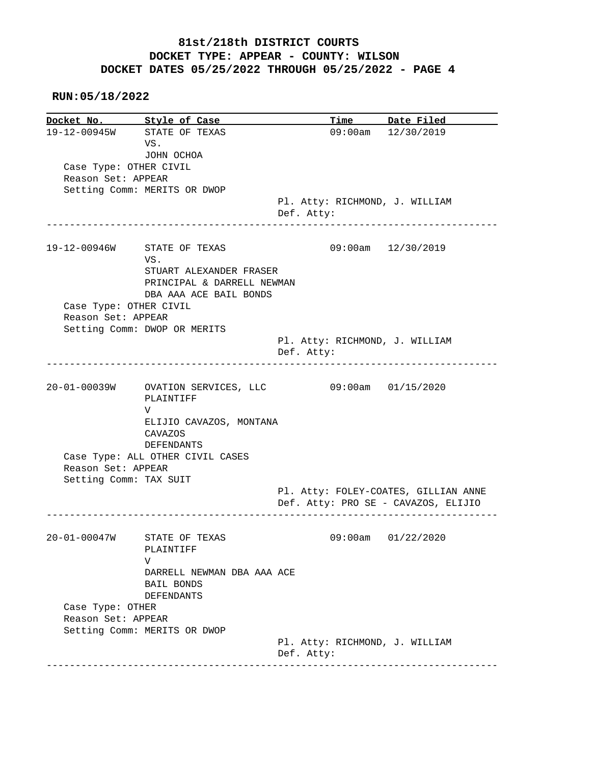# 81st/218th DISTRICT COURTS
## DOCKET TYPE: APPEAR - COUNTY: WILSON
## DOCKET DATES 05/25/2022 THROUGH 05/25/2022 - PAGE 4

**RUN:05/18/2022**

| Docket No. | Style of Case | Time | Date Filed |
|---|---|---|---|
| 19-12-00945W | STATE OF TEXAS VS. JOHN OCHOA | 09:00am | 12/30/2019 |

Case Type: OTHER CIVIL
Reason Set: APPEAR
Setting Comm: MERITS OR DWOP
Pl. Atty: RICHMOND, J. WILLIAM
Def. Atty:

---

| Docket No. | Style of Case | Time | Date Filed |
|---|---|---|---|
| 19-12-00946W | STATE OF TEXAS VS. STUART ALEXANDER FRASER PRINCIPAL & DARRELL NEWMAN DBA AAA ACE BAIL BONDS | 09:00am | 12/30/2019 |

Case Type: OTHER CIVIL
Reason Set: APPEAR
Setting Comm: DWOP OR MERITS
Pl. Atty: RICHMOND, J. WILLIAM
Def. Atty:

---

| Docket No. | Style of Case | Time | Date Filed |
|---|---|---|---|
| 20-01-00039W | OVATION SERVICES, LLC PLAINTIFF V ELIJIO CAVAZOS, MONTANA CAVAZOS DEFENDANTS | 09:00am | 01/15/2020 |

Case Type: ALL OTHER CIVIL CASES
Reason Set: APPEAR
Setting Comm: TAX SUIT
Pl. Atty: FOLEY-COATES, GILLIAN ANNE
Def. Atty: PRO SE - CAVAZOS, ELIJIO

---

| Docket No. | Style of Case | Time | Date Filed |
|---|---|---|---|
| 20-01-00047W | STATE OF TEXAS PLAINTIFF V DARRELL NEWMAN DBA AAA ACE BAIL BONDS DEFENDANTS | 09:00am | 01/22/2020 |

Case Type: OTHER
Reason Set: APPEAR
Setting Comm: MERITS OR DWOP
Pl. Atty: RICHMOND, J. WILLIAM
Def. Atty:

---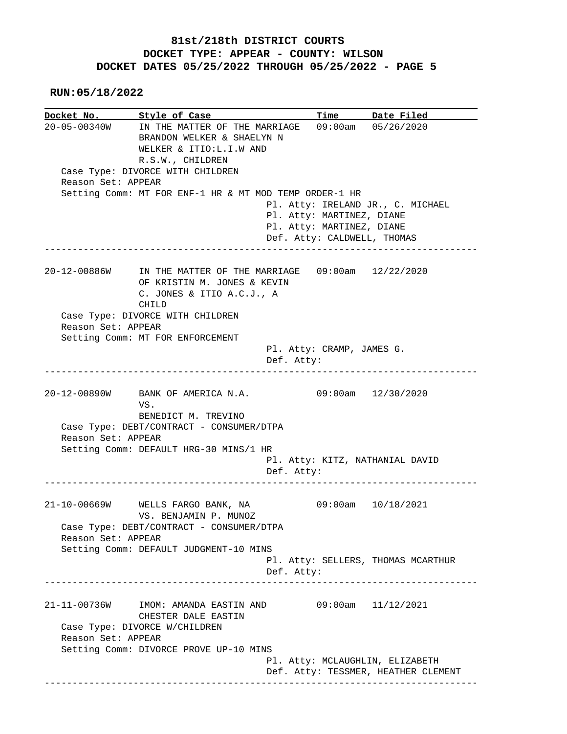# 81st/218th DISTRICT COURTS
## DOCKET TYPE: APPEAR - COUNTY: WILSON
## DOCKET DATES 05/25/2022 THROUGH 05/25/2022 - PAGE 5

**RUN:05/18/2022**

| Docket No. | Style of Case | Time | Date Filed |
|---|---|---|---|
| 20-05-00340W | IN THE MATTER OF THE MARRIAGE BRANDON WELKER & SHAELYN N WELKER & ITIO:L.I.W AND R.S.W., CHILDREN | 09:00am | 05/26/2020 |

Case Type: DIVORCE WITH CHILDREN
Reason Set: APPEAR
Setting Comm: MT FOR ENF-1 HR & MT MOD TEMP ORDER-1 HR
Pl. Atty: IRELAND JR., C. MICHAEL
Pl. Atty: MARTINEZ, DIANE
Pl. Atty: MARTINEZ, DIANE
Def. Atty: CALDWELL, THOMAS

---

| Docket No. | Style of Case | Time | Date Filed |
|---|---|---|---|
| 20-12-00886W | IN THE MATTER OF THE MARRIAGE OF KRISTIN M. JONES & KEVIN C. JONES & ITIO A.C.J., A CHILD | 09:00am | 12/22/2020 |

Case Type: DIVORCE WITH CHILDREN
Reason Set: APPEAR
Setting Comm: MT FOR ENFORCEMENT
Pl. Atty: CRAMP, JAMES G.
Def. Atty:

---

| Docket No. | Style of Case | Time | Date Filed |
|---|---|---|---|
| 20-12-00890W | BANK OF AMERICA N.A. VS. BENEDICT M. TREVINO | 09:00am | 12/30/2020 |

Case Type: DEBT/CONTRACT - CONSUMER/DTPA
Reason Set: APPEAR
Setting Comm: DEFAULT HRG-30 MINS/1 HR
Pl. Atty: KITZ, NATHANIAL DAVID
Def. Atty:

---

| Docket No. | Style of Case | Time | Date Filed |
|---|---|---|---|
| 21-10-00669W | WELLS FARGO BANK, NA VS. BENJAMIN P. MUNOZ | 09:00am | 10/18/2021 |

Case Type: DEBT/CONTRACT - CONSUMER/DTPA
Reason Set: APPEAR
Setting Comm: DEFAULT JUDGMENT-10 MINS
Pl. Atty: SELLERS, THOMAS MCARTHUR
Def. Atty:

---

| Docket No. | Style of Case | Time | Date Filed |
|---|---|---|---|
| 21-11-00736W | IMOM: AMANDA EASTIN AND CHESTER DALE EASTIN | 09:00am | 11/12/2021 |

Case Type: DIVORCE W/CHILDREN
Reason Set: APPEAR
Setting Comm: DIVORCE PROVE UP-10 MINS
Pl. Atty: MCLAUGHLIN, ELIZABETH
Def. Atty: TESSMER, HEATHER CLEMENT

---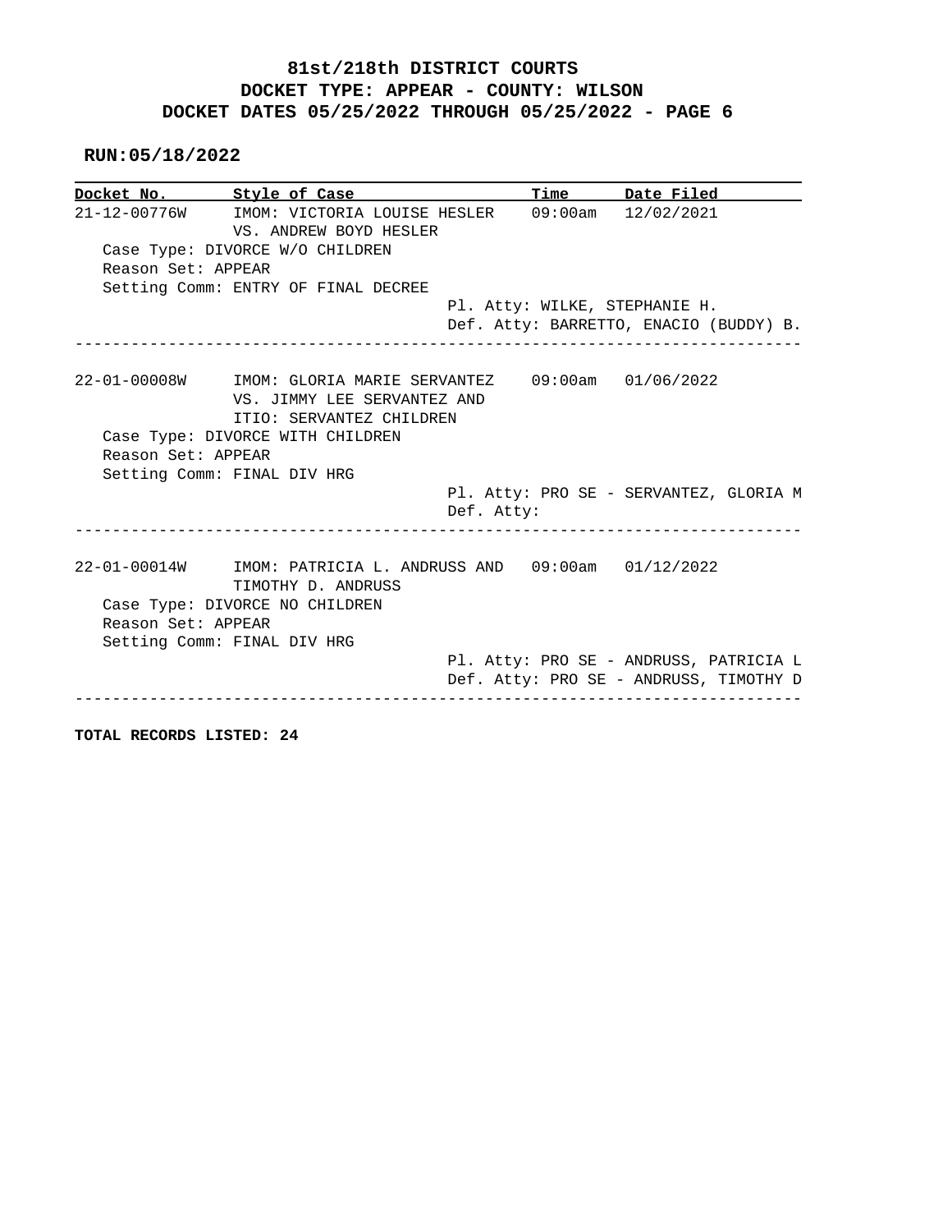**81st/218th DISTRICT COURTS**
**DOCKET TYPE: APPEAR - COUNTY: WILSON**
**DOCKET DATES 05/25/2022 THROUGH 05/25/2022 - PAGE 6**

**RUN:05/18/2022**

| Docket No. | Style of Case | Time | Date Filed |
| --- | --- | --- | --- |
| 21-12-00776W | IMOM: VICTORIA LOUISE HESLER VS. ANDREW BOYD HESLER | 09:00am | 12/02/2021 |

Case Type: DIVORCE W/O CHILDREN
Reason Set: APPEAR
Setting Comm: ENTRY OF FINAL DECREE
Pl. Atty: WILKE, STEPHANIE H.
Def. Atty: BARRETTO, ENACIO (BUDDY) B.

---

| Docket No. | Style of Case | Time | Date Filed |
| --- | --- | --- | --- |
| 22-01-00008W | IMOM: GLORIA MARIE SERVANTEZ VS. JIMMY LEE SERVANTEZ AND ITIO: SERVANTEZ CHILDREN | 09:00am | 01/06/2022 |

Case Type: DIVORCE WITH CHILDREN
Reason Set: APPEAR
Setting Comm: FINAL DIV HRG
Pl. Atty: PRO SE - SERVANTEZ, GLORIA M
Def. Atty:

---

| Docket No. | Style of Case | Time | Date Filed |
| --- | --- | --- | --- |
| 22-01-00014W | IMOM: PATRICIA L. ANDRUSS AND TIMOTHY D. ANDRUSS | 09:00am | 01/12/2022 |

Case Type: DIVORCE NO CHILDREN
Reason Set: APPEAR
Setting Comm: FINAL DIV HRG
Pl. Atty: PRO SE - ANDRUSS, PATRICIA L
Def. Atty: PRO SE - ANDRUSS, TIMOTHY D

---

**TOTAL RECORDS LISTED: 24**